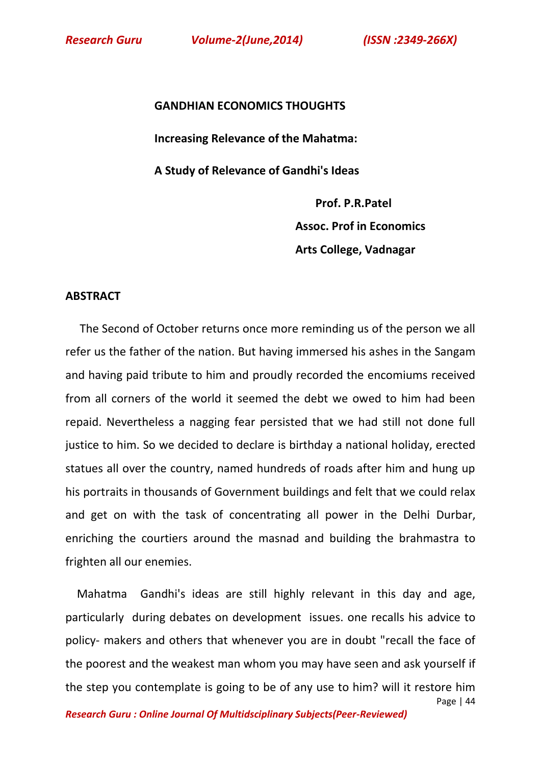# GANDHIAN ECONOMICS THOUGHTS

## Increasing Relevance of the Mahatma:

## A Study of Relevance of Gandhi's Ideas

**Prof. P.R.Patel**

**Assoc. Prof in Economics**

**Arts College, Vadnagar**

## ABSTRACT

The Second of October returns once more reminding us of the person we all refer us the father of the nation. But having immersed his ashes in the Sangam and having paid tribute to him and proudly recorded the encomiums received from all corners of the world it seemed the debt we owed to him had been repaid. Nevertheless a nagging fear persisted that we had still not done full justice to him. So we decided to declare is birthday a national holiday, erected statues all over the country, named hundreds of roads after him and hung up his portraits in thousands of Government buildings and felt that we could relax and get on with the task of concentrating all power in the Delhi Durbar, enriching the courtiers around the masnad and building the brahmastra to frighten all our enemies.

Mahatma Gandhi's ideas are still highly relevant in this day and age, particularly during debates on development issues. one recalls his advice to policy- makers and others that whenever you are in doubt "recall the face of the poorest and the weakest man whom you may have seen and ask yourself if the step you contemplate is going to be of any use to him? will it restore him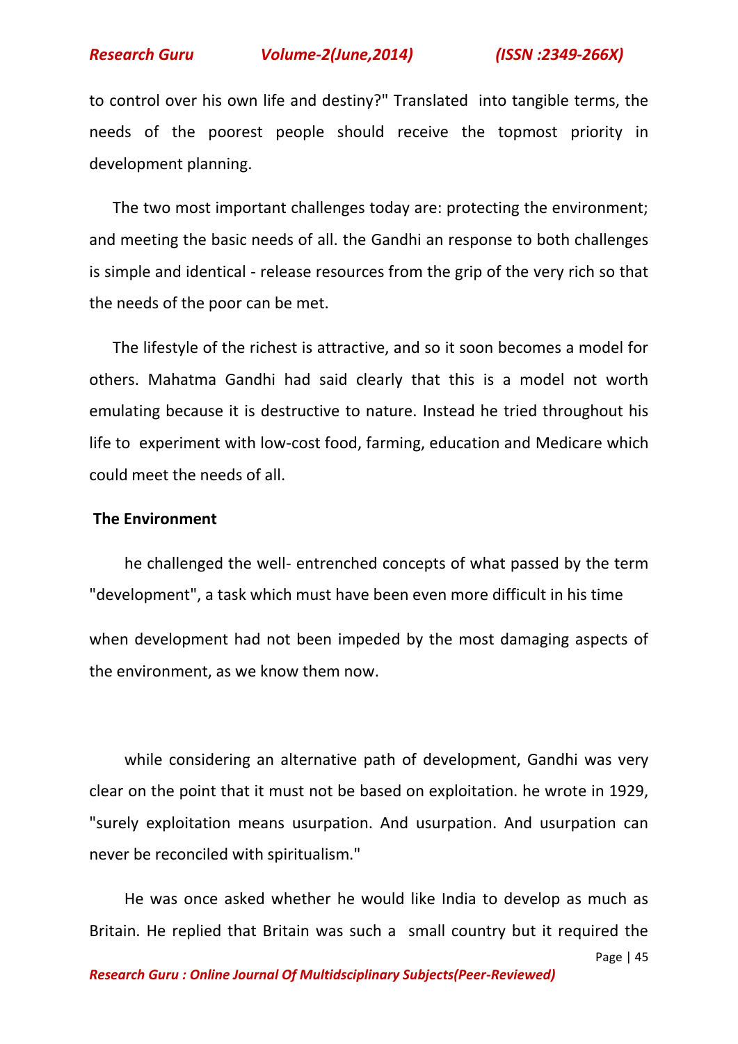to control over his own life and destiny?" Translated into tangible terms, the needs of the poorest people should receive the topmost priority in development planning.

The two most important challenges today are: protecting the environment; and meeting the basic needs of all. the Gandhi an response to both challenges is simple and identical - release resources from the grip of the very rich so that the needs of the poor can be met.

The lifestyle of the richest is attractive, and so it soon becomes a model for others. Mahatma Gandhi had said clearly that this is a model not worth emulating because it is destructive to nature. Instead he tried throughout his life to experiment with low-cost food, farming, education and Medicare which could meet the needs of all.

**The Environment**

he challenged the well- entrenched concepts of what passed by the term "development", a task which must have been even more difficult in his time

when development had not been impeded by the most damaging aspects of the environment, as we know them now.

while considering an alternative path of development, Gandhi was very clear on the point that it must not be based on exploitation. he wrote in 1929, "surely exploitation means usurpation. And usurpation. And usurpation can never be reconciled with spiritualism."

He was once asked whether he would like India to develop as much as Britain. He replied that Britain was such a small country but it required the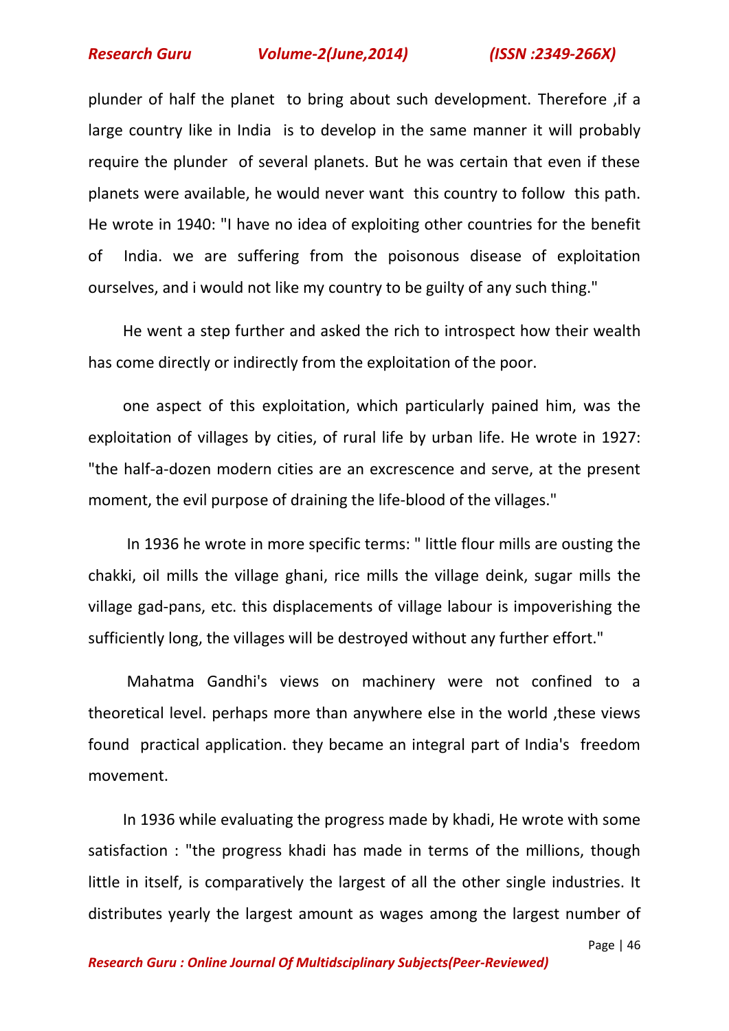plunder of half the planet to bring about such development. Therefore ,if a large country like in India is to develop in the same manner it will probably require the plunder of several planets. But he was certain that even if these planets were available, he would never want this country to follow this path. He wrote in 1940: "I have no idea of exploiting other countries for the benefit of India. we are suffering from the poisonous disease of exploitation ourselves, and i would not like my country to be guilty of any such thing."

He went a step further and asked the rich to introspect how their wealth has come directly or indirectly from the exploitation of the poor.

one aspect of this exploitation, which particularly pained him, was the exploitation of villages by cities, of rural life by urban life. He wrote in 1927: "the half-a-dozen modern cities are an excrescence and serve, at the present moment, the evil purpose of draining the life-blood of the villages."

In 1936 he wrote in more specific terms: " little flour mills are ousting the chakki, oil mills the village ghani, rice mills the village deink, sugar mills the village gad-pans, etc. this displacements of village labour is impoverishing the sufficiently long, the villages will be destroyed without any further effort."

Mahatma Gandhi's views on machinery were not confined to a theoretical level. perhaps more than anywhere else in the world ,these views found practical application. they became an integral part of India's freedom movement.

In 1936 while evaluating the progress made by khadi, He wrote with some satisfaction : "the progress khadi has made in terms of the millions, though little in itself, is comparatively the largest of all the other single industries. It distributes yearly the largest amount as wages among the largest number of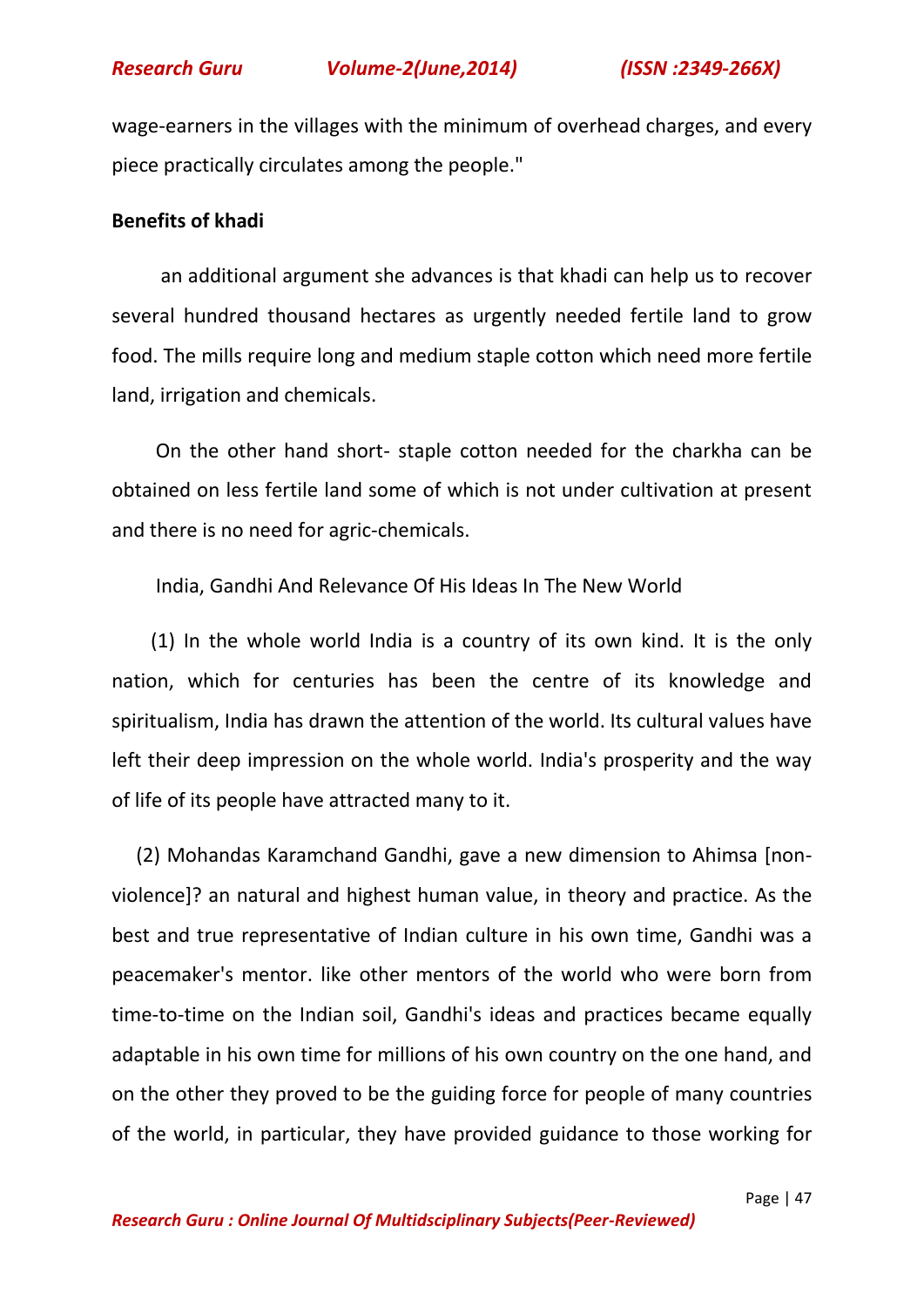wage-earners in the villages with the minimum of overhead charges, and every piece practically circulates among the people."

**Benefits of khadi**

an additional argument she advances is that khadi can help us to recover several hundred thousand hectares as urgently needed fertile land to grow food. The mills require long and medium staple cotton which need more fertile land, irrigation and chemicals.

On the other hand short- staple cotton needed for the charkha can be obtained on less fertile land some of which is not under cultivation at present and there is no need for agric-chemicals.

India, Gandhi And Relevance Of His Ideas In The New World

(1) In the whole world India is a country of its own kind. It is the only nation, which for centuries has been the centre of its knowledge and spiritualism, India has drawn the attention of the world. Its cultural values have left their deep impression on the whole world. India's prosperity and the way of life of its people have attracted many to it.

(2) Mohandas Karamchand Gandhi, gave a new dimension to Ahimsa [non-violence]? an natural and highest human value, in theory and practice. As the best and true representative of Indian culture in his own time, Gandhi was a peacemaker's mentor. like other mentors of the world who were born from time-to-time on the Indian soil, Gandhi's ideas and practices became equally adaptable in his own time for millions of his own country on the one hand, and on the other they proved to be the guiding force for people of many countries of the world, in particular, they have provided guidance to those working for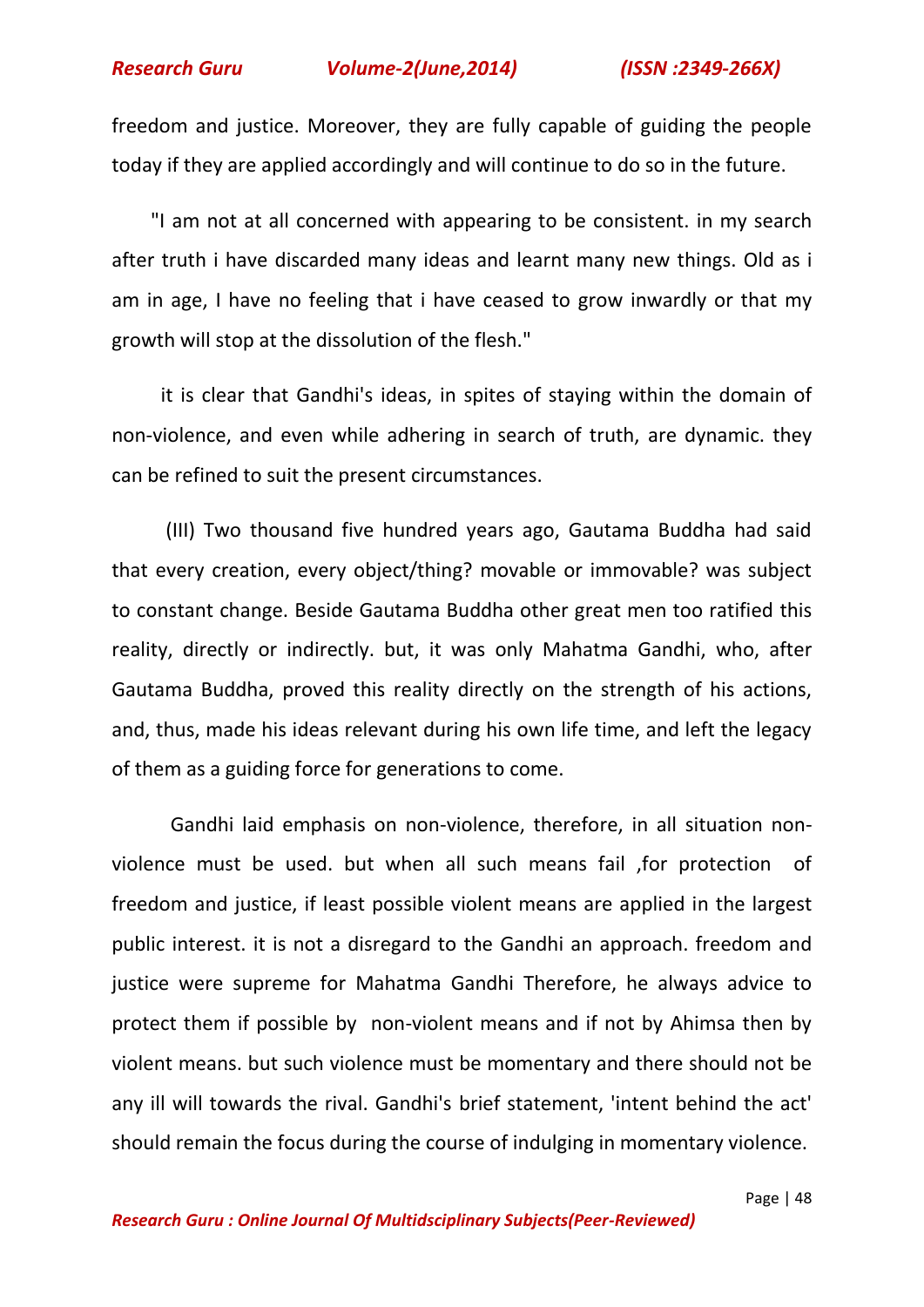freedom and justice. Moreover, they are fully capable of guiding the people today if they are applied accordingly and will continue to do so in the future.

"I am not at all concerned with appearing to be consistent. in my search after truth i have discarded many ideas and learnt many new things. Old as i am in age, I have no feeling that i have ceased to grow inwardly or that my growth will stop at the dissolution of the flesh."

it is clear that Gandhi's ideas, in spites of staying within the domain of non-violence, and even while adhering in search of truth, are dynamic. they can be refined to suit the present circumstances.

(III) Two thousand five hundred years ago, Gautama Buddha had said that every creation, every object/thing? movable or immovable? was subject to constant change. Beside Gautama Buddha other great men too ratified this reality, directly or indirectly. but, it was only Mahatma Gandhi, who, after Gautama Buddha, proved this reality directly on the strength of his actions, and, thus, made his ideas relevant during his own life time, and left the legacy of them as a guiding force for generations to come.

Gandhi laid emphasis on non-violence, therefore, in all situation non-violence must be used. but when all such means fail ,for protection of freedom and justice, if least possible violent means are applied in the largest public interest. it is not a disregard to the Gandhi an approach. freedom and justice were supreme for Mahatma Gandhi Therefore, he always advice to protect them if possible by non-violent means and if not by Ahimsa then by violent means. but such violence must be momentary and there should not be any ill will towards the rival. Gandhi's brief statement, 'intent behind the act' should remain the focus during the course of indulging in momentary violence.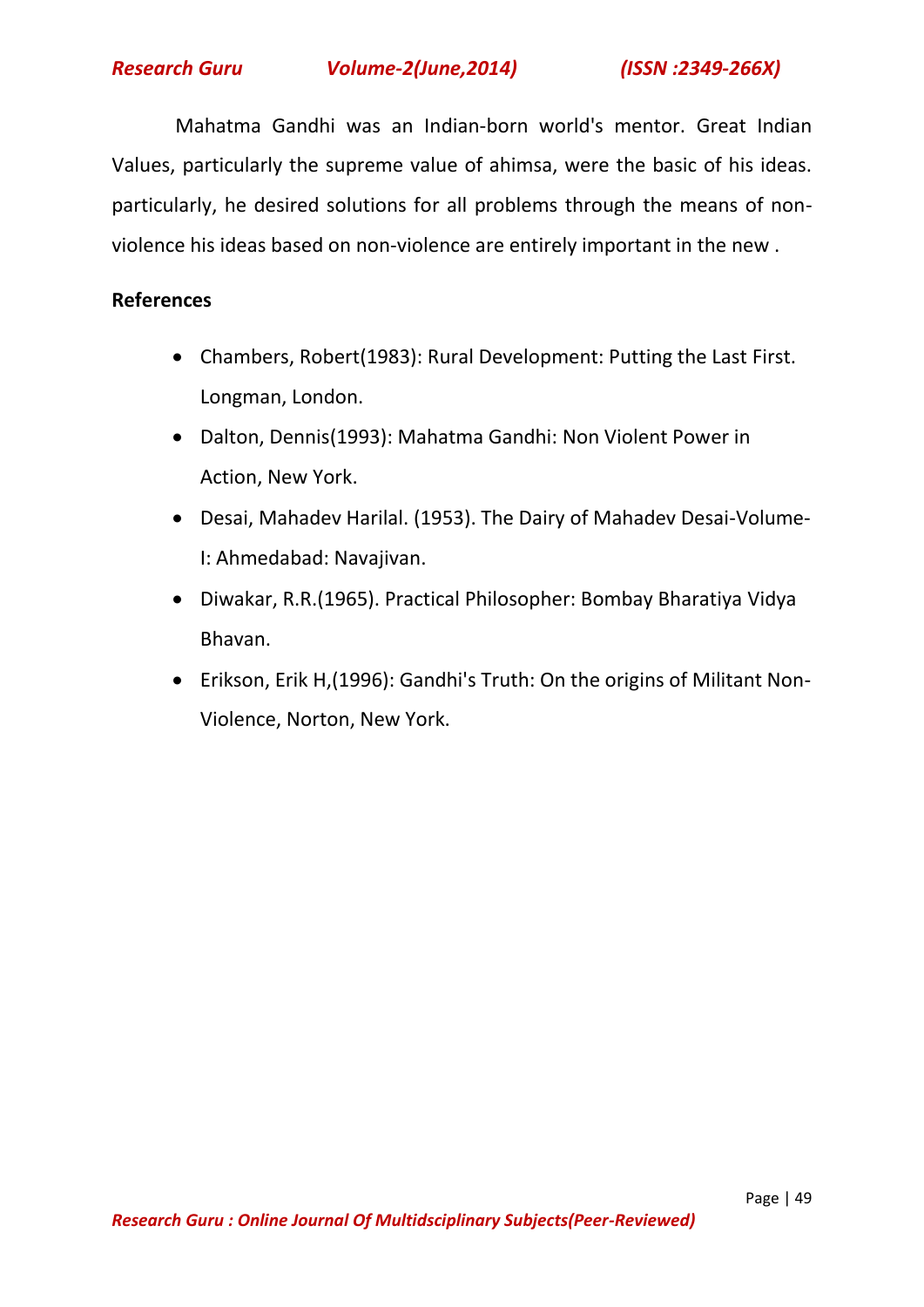Mahatma Gandhi was an Indian-born world's mentor. Great Indian Values, particularly the supreme value of ahimsa, were the basic of his ideas. particularly, he desired solutions for all problems through the means of non-violence his ideas based on non-violence are entirely important in the new .

## References

- Chambers, Robert(1983): Rural Development: Putting the Last First. Longman, London.
- Dalton, Dennis(1993): Mahatma Gandhi: Non Violent Power in Action, New York.
- Desai, Mahadev Harilal. (1953). The Dairy of Mahadev Desai-Volume-I: Ahmedabad: Navajivan.
- Diwakar, R.R.(1965). Practical Philosopher: Bombay Bharatiya Vidya Bhavan.
- Erikson, Erik H,(1996): Gandhi's Truth: On the origins of Militant Non-Violence, Norton, New York.